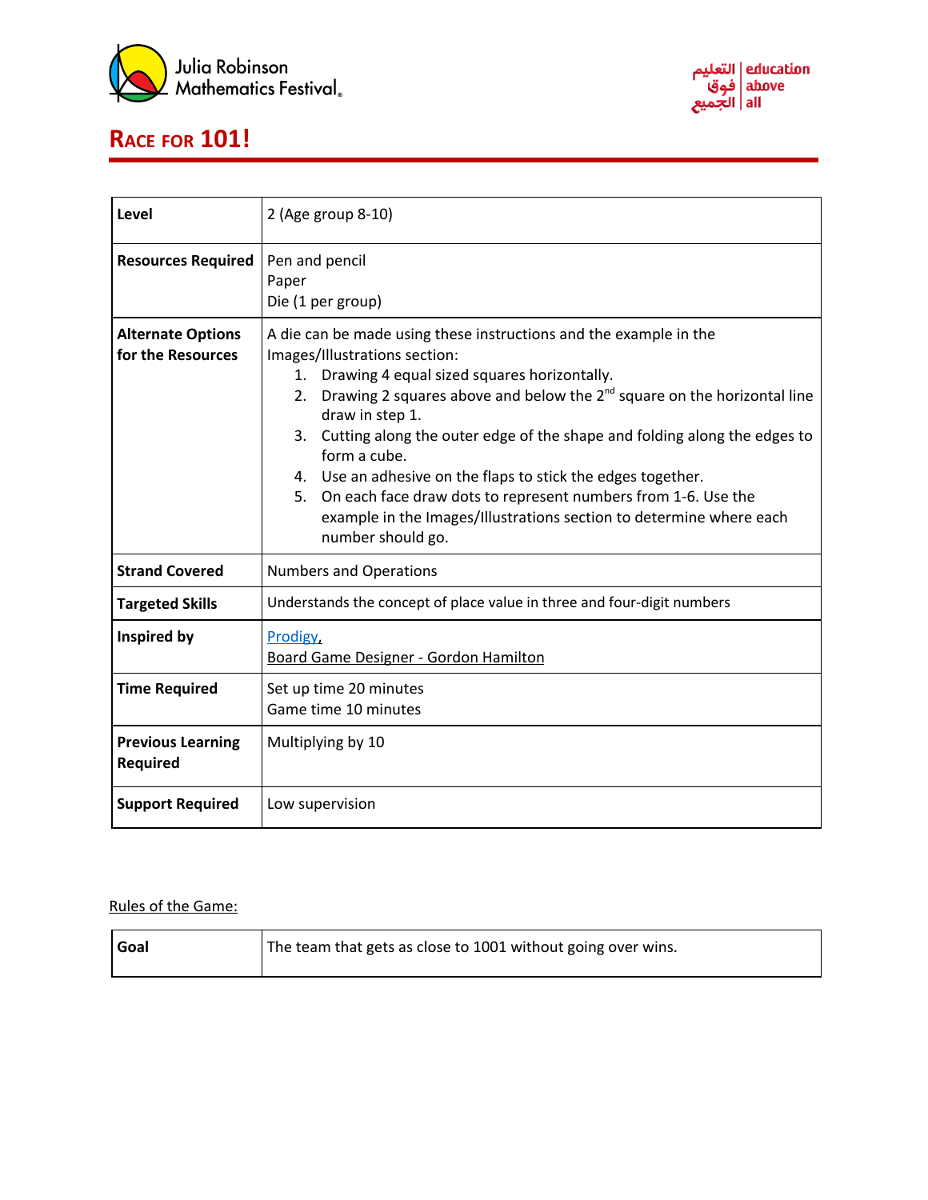# Race for 101!

| | |
|---|---|
| **Level** | 2 (Age group 8-10) |
| **Resources Required** | Pen and pencil<br>Paper<br>Die (1 per group) |
| **Alternate Options for the Resources** | A die can be made using these instructions and the example in the Images/Illustrations section:<br>1. Drawing 4 equal sized squares horizontally.<br>2. Drawing 2 squares above and below the 2nd square on the horizontal line draw in step 1.<br>3. Cutting along the outer edge of the shape and folding along the edges to form a cube.<br>4. Use an adhesive on the flaps to stick the edges together.<br>5. On each face draw dots to represent numbers from 1-6. Use the example in the Images/Illustrations section to determine where each number should go. |
| **Strand Covered** | Numbers and Operations |
| **Targeted Skills** | Understands the concept of place value in three and four-digit numbers |
| **Inspired by** | Prodigy,<br>Board Game Designer - Gordon Hamilton |
| **Time Required** | Set up time 20 minutes<br>Game time 10 minutes |
| **Previous Learning Required** | Multiplying by 10 |
| **Support Required** | Low supervision |

Rules of the Game:

| | |
|---|---|
| **Goal** | The team that gets as close to 1001 without going over wins. |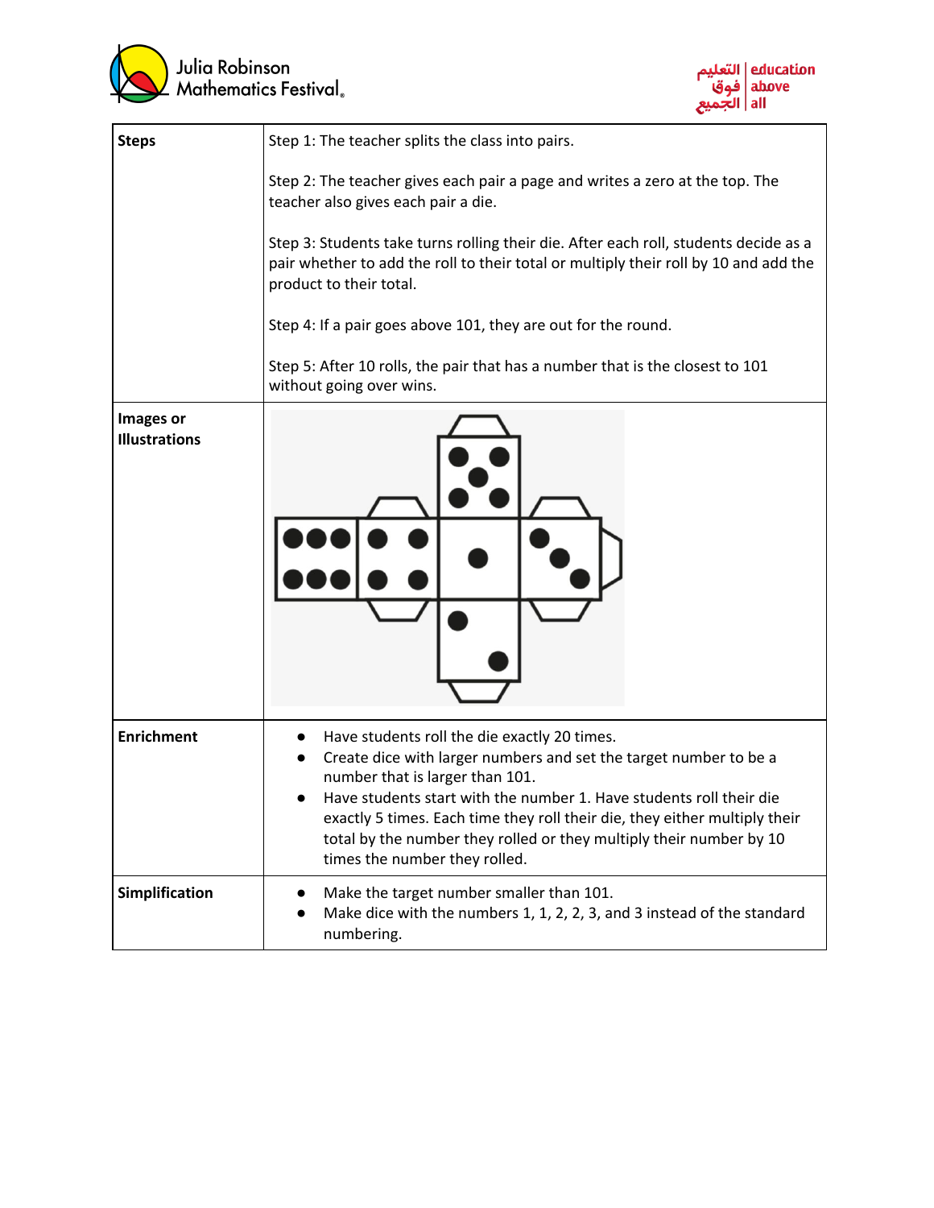| | |
|---|---|
| **Steps** | Step 1: The teacher splits the class into pairs.<br><br>Step 2: The teacher gives each pair a page and writes a zero at the top. The teacher also gives each pair a die.<br><br>Step 3: Students take turns rolling their die. After each roll, students decide as a pair whether to add the roll to their total or multiply their roll by 10 and add the product to their total.<br><br>Step 4: If a pair goes above 101, they are out for the round.<br><br>Step 5: After 10 rolls, the pair that has a number that is the closest to 101 without going over wins. |
| **Images or Illustrations** | |
| **Enrichment** | • Have students roll the die exactly 20 times.<br>• Create dice with larger numbers and set the target number to be a number that is larger than 101.<br>• Have students start with the number 1. Have students roll their die exactly 5 times. Each time they roll their die, they either multiply their total by the number they rolled or they multiply their number by 10 times the number they rolled. |
| **Simplification** | • Make the target number smaller than 101.<br>• Make dice with the numbers 1, 1, 2, 2, 3, and 3 instead of the standard numbering. |